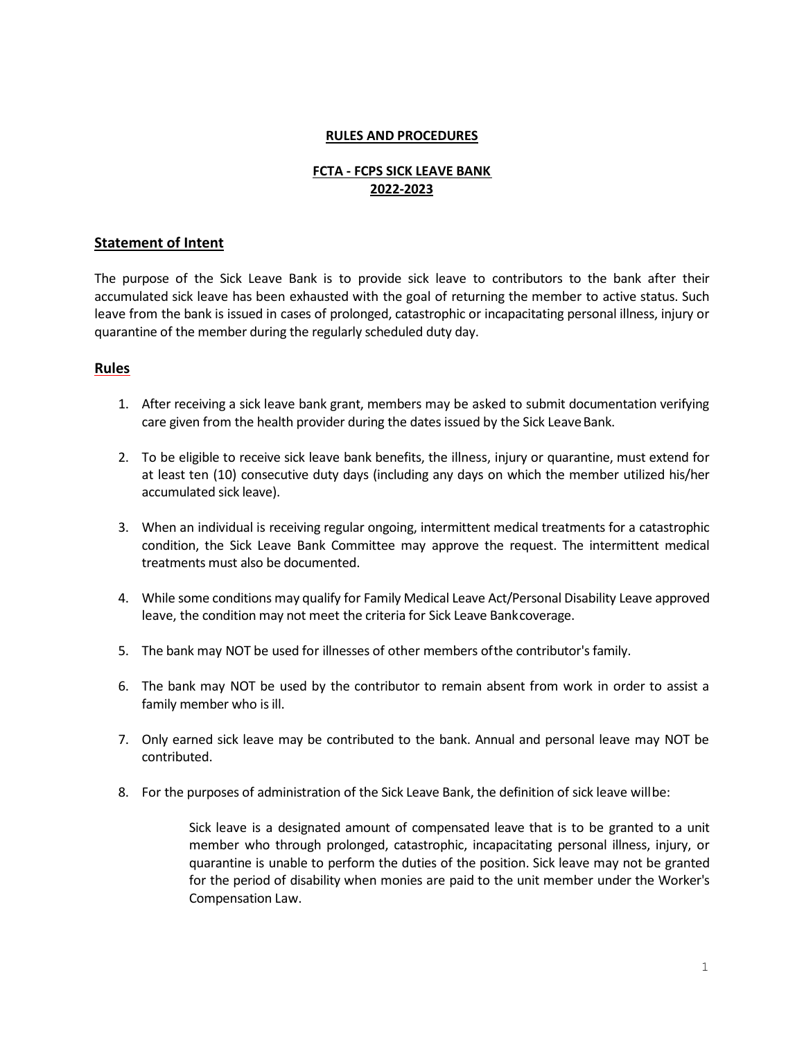**RULES AND PROCEDURES**

**FCTA - FCPS SICK LEAVE BANK**
**2022-2023**

## Statement of Intent

The purpose of the Sick Leave Bank is to provide sick leave to contributors to the bank after their accumulated sick leave has been exhausted with the goal of returning the member to active status. Such leave from the bank is issued in cases of prolonged, catastrophic or incapacitating personal illness, injury or quarantine of the member during the regularly scheduled duty day.

## Rules

1. After receiving a sick leave bank grant, members may be asked to submit documentation verifying care given from the health provider during the dates issued by the Sick Leave Bank.

2. To be eligible to receive sick leave bank benefits, the illness, injury or quarantine, must extend for at least ten (10) consecutive duty days (including any days on which the member utilized his/her accumulated sick leave).

3. When an individual is receiving regular ongoing, intermittent medical treatments for a catastrophic condition, the Sick Leave Bank Committee may approve the request. The intermittent medical treatments must also be documented.

4. While some conditions may qualify for Family Medical Leave Act/Personal Disability Leave approved leave, the condition may not meet the criteria for Sick Leave Bank coverage.

5. The bank may NOT be used for illnesses of other members of the contributor's family.

6. The bank may NOT be used by the contributor to remain absent from work in order to assist a family member who is ill.

7. Only earned sick leave may be contributed to the bank. Annual and personal leave may NOT be contributed.

8. For the purposes of administration of the Sick Leave Bank, the definition of sick leave will be:

   > Sick leave is a designated amount of compensated leave that is to be granted to a unit member who through prolonged, catastrophic, incapacitating personal illness, injury, or quarantine is unable to perform the duties of the position. Sick leave may not be granted for the period of disability when monies are paid to the unit member under the Worker's Compensation Law.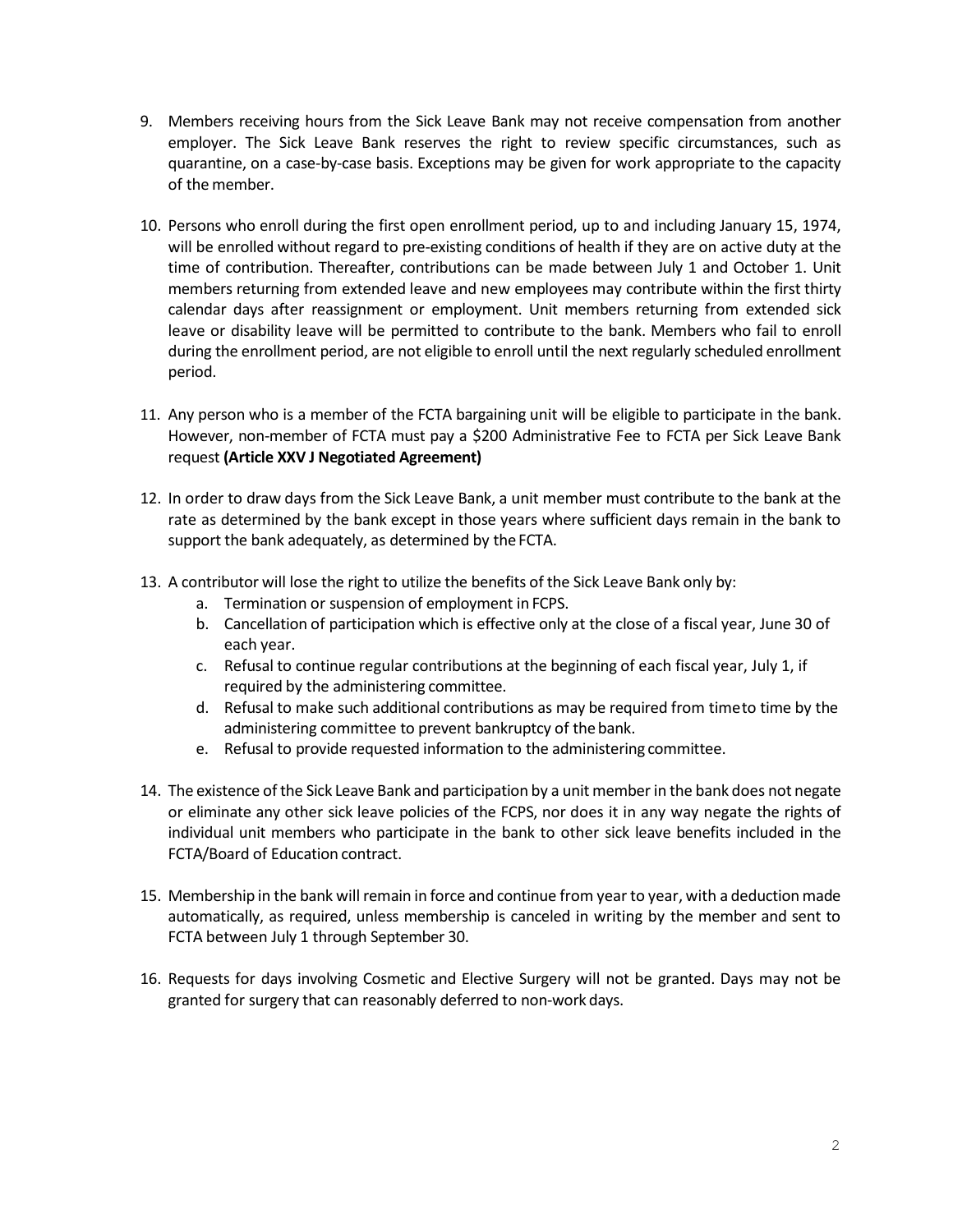9. Members receiving hours from the Sick Leave Bank may not receive compensation from another employer. The Sick Leave Bank reserves the right to review specific circumstances, such as quarantine, on a case-by-case basis. Exceptions may be given for work appropriate to the capacity of the member.

10. Persons who enroll during the first open enrollment period, up to and including January 15, 1974, will be enrolled without regard to pre-existing conditions of health if they are on active duty at the time of contribution. Thereafter, contributions can be made between July 1 and October 1. Unit members returning from extended leave and new employees may contribute within the first thirty calendar days after reassignment or employment. Unit members returning from extended sick leave or disability leave will be permitted to contribute to the bank. Members who fail to enroll during the enrollment period, are not eligible to enroll until the next regularly scheduled enrollment period.

11. Any person who is a member of the FCTA bargaining unit will be eligible to participate in the bank. However, non-member of FCTA must pay a $200 Administrative Fee to FCTA per Sick Leave Bank request **(Article XXV J Negotiated Agreement)**

12. In order to draw days from the Sick Leave Bank, a unit member must contribute to the bank at the rate as determined by the bank except in those years where sufficient days remain in the bank to support the bank adequately, as determined by the FCTA.

13. A contributor will lose the right to utilize the benefits of the Sick Leave Bank only by:
    a. Termination or suspension of employment in FCPS.
    b. Cancellation of participation which is effective only at the close of a fiscal year, June 30 of each year.
    c. Refusal to continue regular contributions at the beginning of each fiscal year, July 1, if required by the administering committee.
    d. Refusal to make such additional contributions as may be required from timeto time by the administering committee to prevent bankruptcy of the bank.
    e. Refusal to provide requested information to the administering committee.

14. The existence of the Sick Leave Bank and participation by a unit member in the bank does not negate or eliminate any other sick leave policies of the FCPS, nor does it in any way negate the rights of individual unit members who participate in the bank to other sick leave benefits included in the FCTA/Board of Education contract.

15. Membership in the bank will remain in force and continue from year to year, with a deduction made automatically, as required, unless membership is canceled in writing by the member and sent to FCTA between July 1 through September 30.

16. Requests for days involving Cosmetic and Elective Surgery will not be granted. Days may not be granted for surgery that can reasonably deferred to non-work days.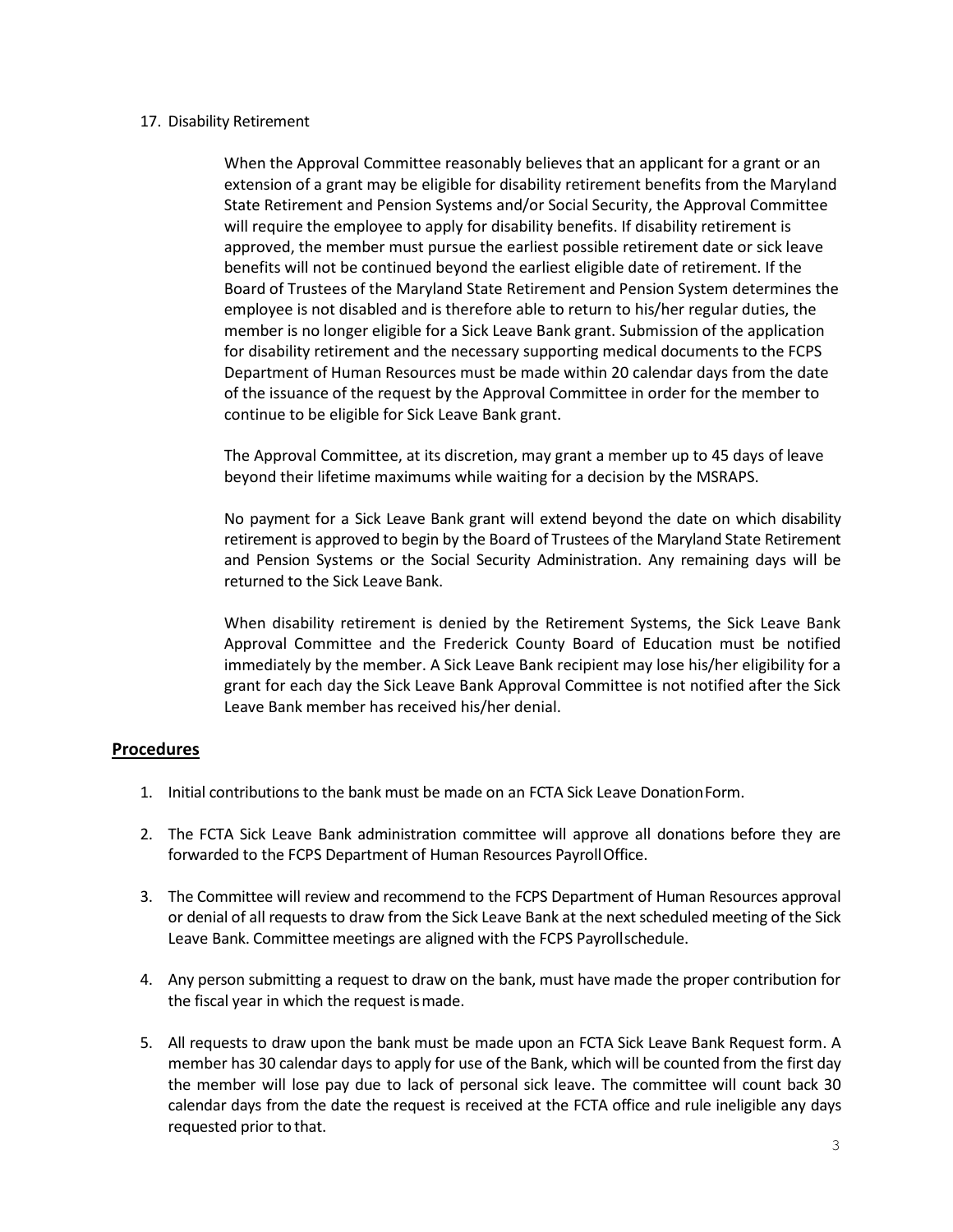17. Disability Retirement

    When the Approval Committee reasonably believes that an applicant for a grant or an extension of a grant may be eligible for disability retirement benefits from the Maryland State Retirement and Pension Systems and/or Social Security, the Approval Committee will require the employee to apply for disability benefits. If disability retirement is approved, the member must pursue the earliest possible retirement date or sick leave benefits will not be continued beyond the earliest eligible date of retirement. If the Board of Trustees of the Maryland State Retirement and Pension System determines the employee is not disabled and is therefore able to return to his/her regular duties, the member is no longer eligible for a Sick Leave Bank grant. Submission of the application for disability retirement and the necessary supporting medical documents to the FCPS Department of Human Resources must be made within 20 calendar days from the date of the issuance of the request by the Approval Committee in order for the member to continue to be eligible for Sick Leave Bank grant.

    The Approval Committee, at its discretion, may grant a member up to 45 days of leave beyond their lifetime maximums while waiting for a decision by the MSRAPS.

    No payment for a Sick Leave Bank grant will extend beyond the date on which disability retirement is approved to begin by the Board of Trustees of the Maryland State Retirement and Pension Systems or the Social Security Administration. Any remaining days will be returned to the Sick Leave Bank.

    When disability retirement is denied by the Retirement Systems, the Sick Leave Bank Approval Committee and the Frederick County Board of Education must be notified immediately by the member. A Sick Leave Bank recipient may lose his/her eligibility for a grant for each day the Sick Leave Bank Approval Committee is not notified after the Sick Leave Bank member has received his/her denial.

## Procedures

1. Initial contributions to the bank must be made on an FCTA Sick Leave Donation Form.

2. The FCTA Sick Leave Bank administration committee will approve all donations before they are forwarded to the FCPS Department of Human Resources Payroll Office.

3. The Committee will review and recommend to the FCPS Department of Human Resources approval or denial of all requests to draw from the Sick Leave Bank at the next scheduled meeting of the Sick Leave Bank. Committee meetings are aligned with the FCPS Payroll schedule.

4. Any person submitting a request to draw on the bank, must have made the proper contribution for the fiscal year in which the request is made.

5. All requests to draw upon the bank must be made upon an FCTA Sick Leave Bank Request form. A member has 30 calendar days to apply for use of the Bank, which will be counted from the first day the member will lose pay due to lack of personal sick leave. The committee will count back 30 calendar days from the date the request is received at the FCTA office and rule ineligible any days requested prior to that.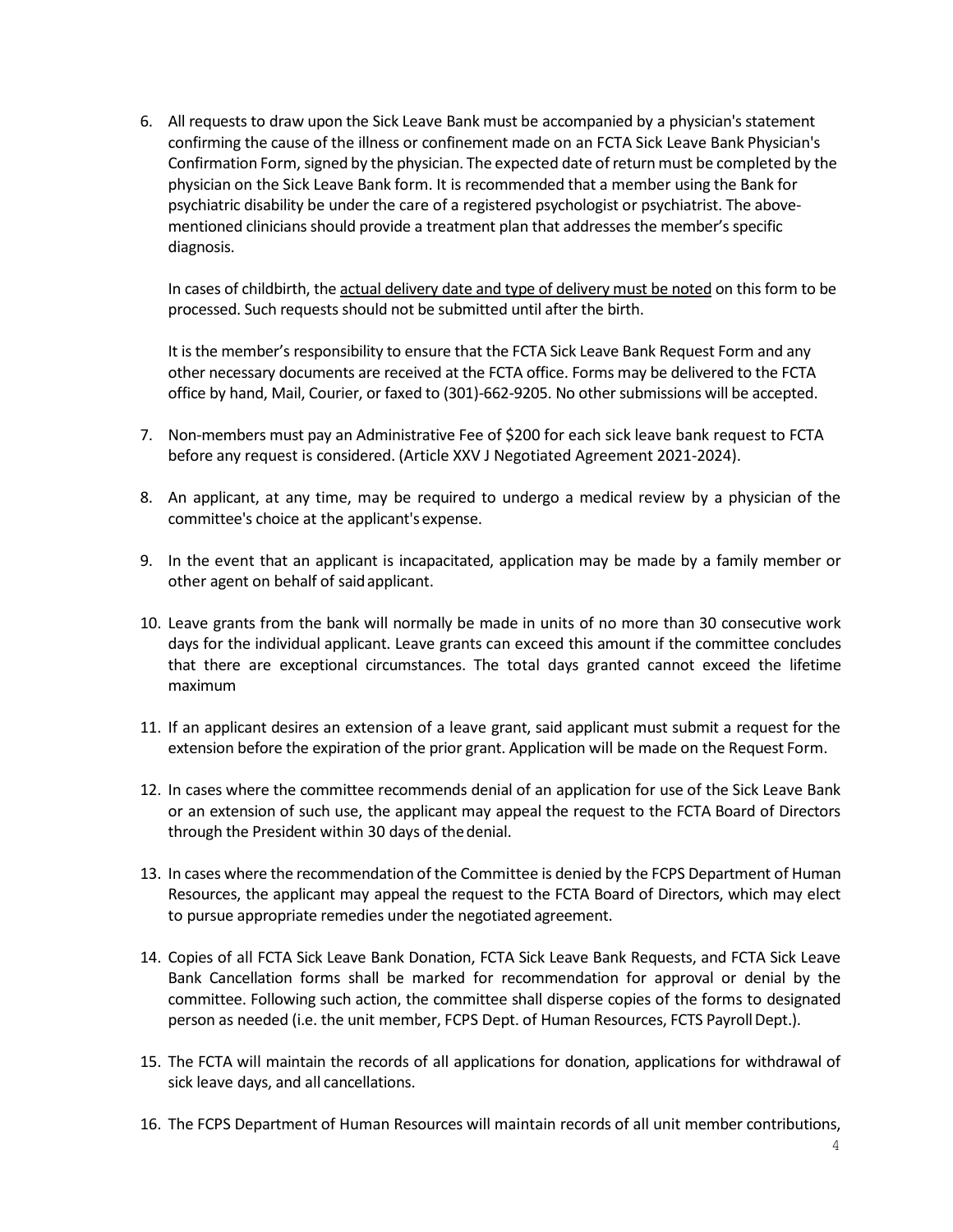6. All requests to draw upon the Sick Leave Bank must be accompanied by a physician's statement confirming the cause of the illness or confinement made on an FCTA Sick Leave Bank Physician's Confirmation Form, signed by the physician. The expected date of return must be completed by the physician on the Sick Leave Bank form. It is recommended that a member using the Bank for psychiatric disability be under the care of a registered psychologist or psychiatrist. The above-mentioned clinicians should provide a treatment plan that addresses the member's specific diagnosis.

   In cases of childbirth, the actual delivery date and type of delivery must be noted on this form to be processed. Such requests should not be submitted until after the birth.

   It is the member's responsibility to ensure that the FCTA Sick Leave Bank Request Form and any other necessary documents are received at the FCTA office. Forms may be delivered to the FCTA office by hand, Mail, Courier, or faxed to (301)-662-9205. No other submissions will be accepted.

7. Non-members must pay an Administrative Fee of $200 for each sick leave bank request to FCTA before any request is considered. (Article XXV J Negotiated Agreement 2021-2024).

8. An applicant, at any time, may be required to undergo a medical review by a physician of the committee's choice at the applicant's expense.

9. In the event that an applicant is incapacitated, application may be made by a family member or other agent on behalf of said applicant.

10. Leave grants from the bank will normally be made in units of no more than 30 consecutive work days for the individual applicant. Leave grants can exceed this amount if the committee concludes that there are exceptional circumstances. The total days granted cannot exceed the lifetime maximum

11. If an applicant desires an extension of a leave grant, said applicant must submit a request for the extension before the expiration of the prior grant. Application will be made on the Request Form.

12. In cases where the committee recommends denial of an application for use of the Sick Leave Bank or an extension of such use, the applicant may appeal the request to the FCTA Board of Directors through the President within 30 days of the denial.

13. In cases where the recommendation of the Committee is denied by the FCPS Department of Human Resources, the applicant may appeal the request to the FCTA Board of Directors, which may elect to pursue appropriate remedies under the negotiated agreement.

14. Copies of all FCTA Sick Leave Bank Donation, FCTA Sick Leave Bank Requests, and FCTA Sick Leave Bank Cancellation forms shall be marked for recommendation for approval or denial by the committee. Following such action, the committee shall disperse copies of the forms to designated person as needed (i.e. the unit member, FCPS Dept. of Human Resources, FCTS Payroll Dept.).

15. The FCTA will maintain the records of all applications for donation, applications for withdrawal of sick leave days, and all cancellations.

16. The FCPS Department of Human Resources will maintain records of all unit member contributions,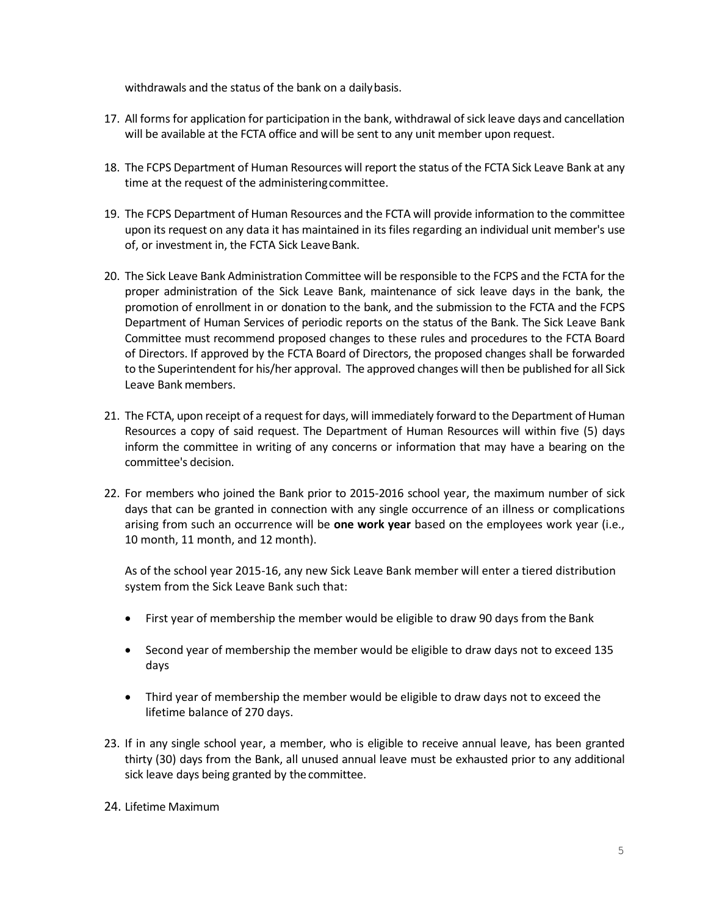withdrawals and the status of the bank on a daily basis.

17. All forms for application for participation in the bank, withdrawal of sick leave days and cancellation will be available at the FCTA office and will be sent to any unit member upon request.

18. The FCPS Department of Human Resources will report the status of the FCTA Sick Leave Bank at any time at the request of the administering committee.

19. The FCPS Department of Human Resources and the FCTA will provide information to the committee upon its request on any data it has maintained in its files regarding an individual unit member's use of, or investment in, the FCTA Sick Leave Bank.

20. The Sick Leave Bank Administration Committee will be responsible to the FCPS and the FCTA for the proper administration of the Sick Leave Bank, maintenance of sick leave days in the bank, the promotion of enrollment in or donation to the bank, and the submission to the FCTA and the FCPS Department of Human Services of periodic reports on the status of the Bank. The Sick Leave Bank Committee must recommend proposed changes to these rules and procedures to the FCTA Board of Directors. If approved by the FCTA Board of Directors, the proposed changes shall be forwarded to the Superintendent for his/her approval. The approved changes will then be published for all Sick Leave Bank members.

21. The FCTA, upon receipt of a request for days, will immediately forward to the Department of Human Resources a copy of said request. The Department of Human Resources will within five (5) days inform the committee in writing of any concerns or information that may have a bearing on the committee's decision.

22. For members who joined the Bank prior to 2015-2016 school year, the maximum number of sick days that can be granted in connection with any single occurrence of an illness or complications arising from such an occurrence will be **one work year** based on the employees work year (i.e., 10 month, 11 month, and 12 month).

    As of the school year 2015-16, any new Sick Leave Bank member will enter a tiered distribution system from the Sick Leave Bank such that:

    - First year of membership the member would be eligible to draw 90 days from the Bank
    - Second year of membership the member would be eligible to draw days not to exceed 135 days
    - Third year of membership the member would be eligible to draw days not to exceed the lifetime balance of 270 days.

23. If in any single school year, a member, who is eligible to receive annual leave, has been granted thirty (30) days from the Bank, all unused annual leave must be exhausted prior to any additional sick leave days being granted by the committee.

24. Lifetime Maximum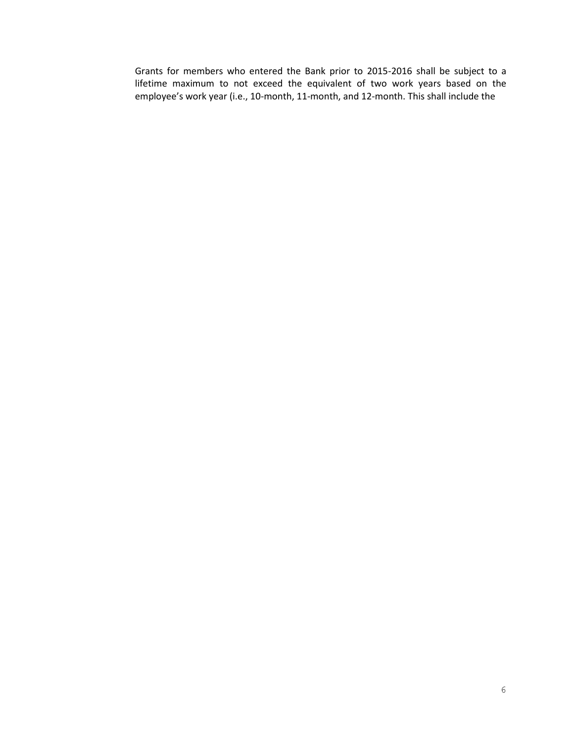Grants for members who entered the Bank prior to 2015-2016 shall be subject to a lifetime maximum to not exceed the equivalent of two work years based on the employee's work year (i.e., 10-month, 11-month, and 12-month. This shall include the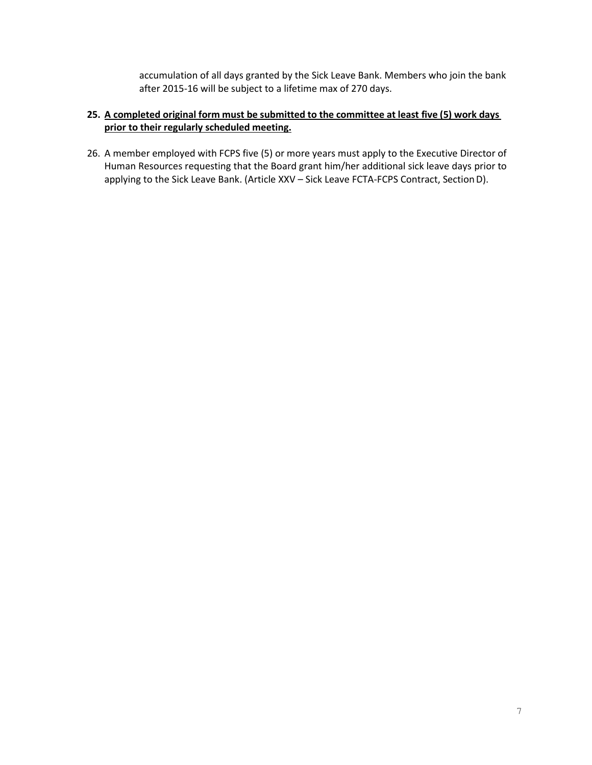accumulation of all days granted by the Sick Leave Bank. Members who join the bank after 2015-16 will be subject to a lifetime max of 270 days.

25. **<u>A completed original form must be submitted to the committee at least five (5) work days prior to their regularly scheduled meeting.</u>**

26. A member employed with FCPS five (5) or more years must apply to the Executive Director of Human Resources requesting that the Board grant him/her additional sick leave days prior to applying to the Sick Leave Bank. (Article XXV – Sick Leave FCTA-FCPS Contract, Section D).